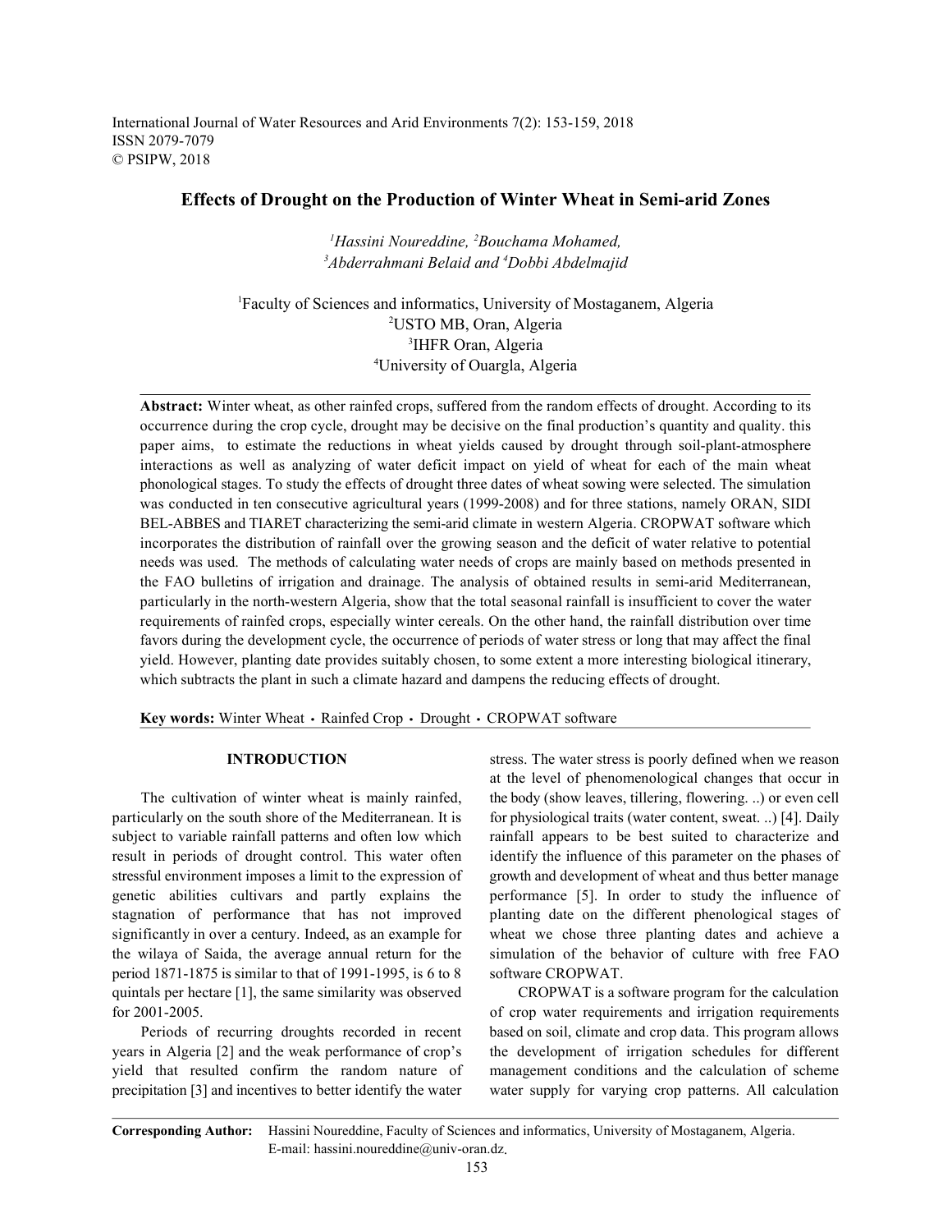International Journal of Water Resources and Arid Environments 7(2): 153-159, 2018
ISSN 2079-7079
© PSIPW, 2018

# Effects of Drought on the Production of Winter Wheat in Semi-arid Zones

*[1]Hassini Noureddine, [2]Bouchama Mohamed, [3]Abderrahmani Belaid and [4]Dobbi Abdelmajid*

[1]Faculty of Sciences and informatics, University of Mostaganem, Algeria
[2]USTO MB, Oran, Algeria
[3]IHFR Oran, Algeria
[4]University of Ouargla, Algeria

**Abstract:** Winter wheat, as other rainfed crops, suffered from the random effects of drought. According to its occurrence during the crop cycle, drought may be decisive on the final production's quantity and quality. this paper aims, to estimate the reductions in wheat yields caused by drought through soil-plant-atmosphere interactions as well as analyzing of water deficit impact on yield of wheat for each of the main wheat phonological stages. To study the effects of drought three dates of wheat sowing were selected. The simulation was conducted in ten consecutive agricultural years (1999-2008) and for three stations, namely ORAN, SIDI BEL-ABBES and TIARET characterizing the semi-arid climate in western Algeria. CROPWAT software which incorporates the distribution of rainfall over the growing season and the deficit of water relative to potential needs was used. The methods of calculating water needs of crops are mainly based on methods presented in the FAO bulletins of irrigation and drainage. The analysis of obtained results in semi-arid Mediterranean, particularly in the north-western Algeria, show that the total seasonal rainfall is insufficient to cover the water requirements of rainfed crops, especially winter cereals. On the other hand, the rainfall distribution over time favors during the development cycle, the occurrence of periods of water stress or long that may affect the final yield. However, planting date provides suitably chosen, to some extent a more interesting biological itinerary, which subtracts the plant in such a climate hazard and dampens the reducing effects of drought.

**Key words:** Winter Wheat • Rainfed Crop • Drought • CROPWAT software

## INTRODUCTION

The cultivation of winter wheat is mainly rainfed, particularly on the south shore of the Mediterranean. It is subject to variable rainfall patterns and often low which result in periods of drought control. This water often stressful environment imposes a limit to the expression of genetic abilities cultivars and partly explains the stagnation of performance that has not improved significantly in over a century. Indeed, as an example for the wilaya of Saida, the average annual return for the period 1871-1875 is similar to that of 1991-1995, is 6 to 8 quintals per hectare [1], the same similarity was observed for 2001-2005.

Periods of recurring droughts recorded in recent years in Algeria [2] and the weak performance of crop's yield that resulted confirm the random nature of precipitation [3] and incentives to better identify the water stress. The water stress is poorly defined when we reason at the level of phenomenological changes that occur in the body (show leaves, tillering, flowering. ..) or even cell for physiological traits (water content, sweat. ..) [4]. Daily rainfall appears to be best suited to characterize and identify the influence of this parameter on the phases of growth and development of wheat and thus better manage performance [5]. In order to study the influence of planting date on the different phenological stages of wheat we chose three planting dates and achieve a simulation of the behavior of culture with free FAO software CROPWAT.

CROPWAT is a software program for the calculation of crop water requirements and irrigation requirements based on soil, climate and crop data. This program allows the development of irrigation schedules for different management conditions and the calculation of scheme water supply for varying crop patterns. All calculation

**Corresponding Author:** Hassini Noureddine, Faculty of Sciences and informatics, University of Mostaganem, Algeria. E-mail: hassini.noureddine@univ-oran.dz.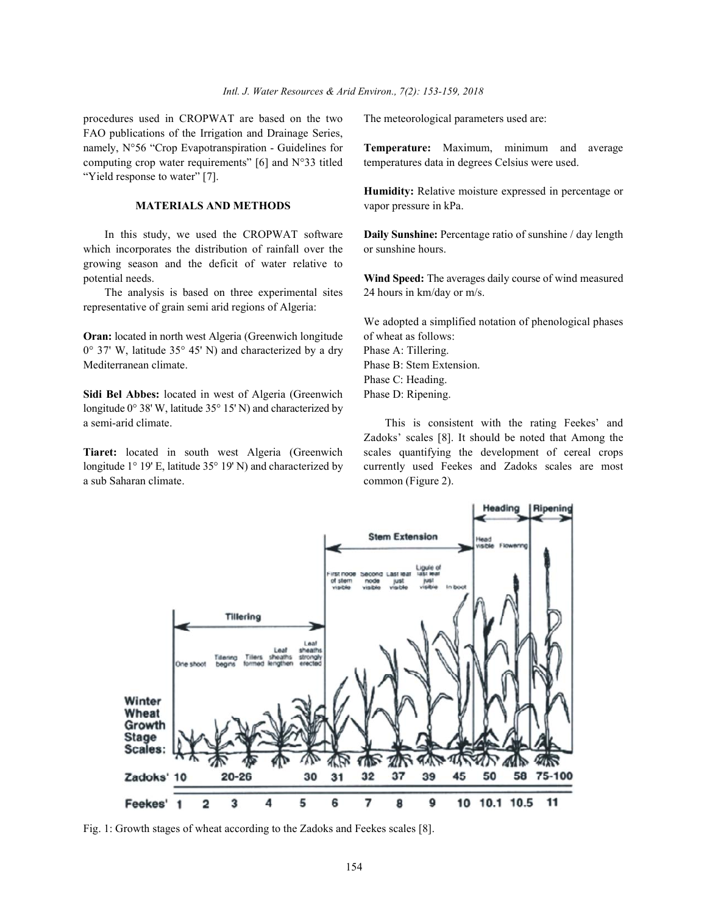procedures used in CROPWAT are based on the two FAO publications of the Irrigation and Drainage Series, namely, N°56 "Crop Evapotranspiration - Guidelines for computing crop water requirements" [6] and N°33 titled "Yield response to water" [7].

## MATERIALS AND METHODS

In this study, we used the CROPWAT software which incorporates the distribution of rainfall over the growing season and the deficit of water relative to potential needs.

The analysis is based on three experimental sites representative of grain semi arid regions of Algeria:

**Oran:** located in north west Algeria (Greenwich longitude 0° 37' W, latitude 35° 45' N) and characterized by a dry Mediterranean climate.

**Sidi Bel Abbes:** located in west of Algeria (Greenwich longitude 0° 38' W, latitude 35° 15' N) and characterized by a semi-arid climate.

**Tiaret:** located in south west Algeria (Greenwich longitude 1° 19' E, latitude 35° 19' N) and characterized by a sub Saharan climate.

The meteorological parameters used are:

**Temperature:** Maximum, minimum and average temperatures data in degrees Celsius were used.

**Humidity:** Relative moisture expressed in percentage or vapor pressure in kPa.

**Daily Sunshine:** Percentage ratio of sunshine / day length or sunshine hours.

**Wind Speed:** The averages daily course of wind measured 24 hours in km/day or m/s.

We adopted a simplified notation of phenological phases of wheat as follows:
Phase A: Tillering.
Phase B: Stem Extension.
Phase C: Heading.
Phase D: Ripening.

This is consistent with the rating Feekes' and Zadoks' scales [8]. It should be noted that Among the scales quantifying the development of cereal crops currently used Feekes and Zadoks scales are most common (Figure 2).

Fig. 1: Growth stages of wheat according to the Zadoks and Feekes scales [8].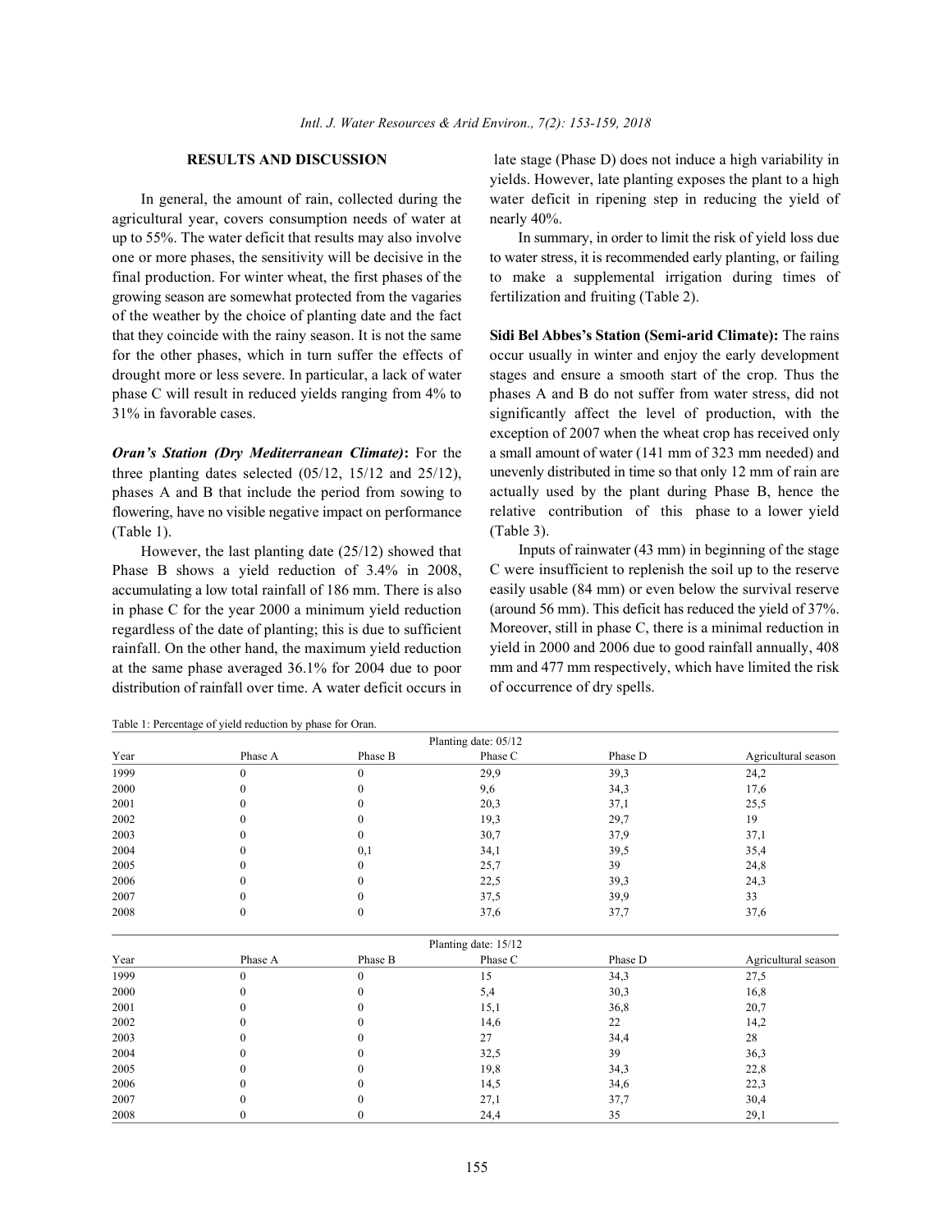## RESULTS AND DISCUSSION

In general, the amount of rain, collected during the agricultural year, covers consumption needs of water at up to 55%. The water deficit that results may also involve one or more phases, the sensitivity will be decisive in the final production. For winter wheat, the first phases of the growing season are somewhat protected from the vagaries of the weather by the choice of planting date and the fact that they coincide with the rainy season. It is not the same for the other phases, which in turn suffer the effects of drought more or less severe. In particular, a lack of water phase C will result in reduced yields ranging from 4% to 31% in favorable cases.

***Oran's Station (Dry Mediterranean Climate)*:** For the three planting dates selected (05/12, 15/12 and 25/12), phases A and B that include the period from sowing to flowering, have no visible negative impact on performance (Table 1).

However, the last planting date (25/12) showed that Phase B shows a yield reduction of 3.4% in 2008, accumulating a low total rainfall of 186 mm. There is also in phase C for the year 2000 a minimum yield reduction regardless of the date of planting; this is due to sufficient rainfall. On the other hand, the maximum yield reduction at the same phase averaged 36.1% for 2004 due to poor distribution of rainfall over time. A water deficit occurs in late stage (Phase D) does not induce a high variability in yields. However, late planting exposes the plant to a high water deficit in ripening step in reducing the yield of nearly 40%.

In summary, in order to limit the risk of yield loss due to water stress, it is recommended early planting, or failing to make a supplemental irrigation during times of fertilization and fruiting (Table 2).

**Sidi Bel Abbes's Station (Semi-arid Climate):** The rains occur usually in winter and enjoy the early development stages and ensure a smooth start of the crop. Thus the phases A and B do not suffer from water stress, did not significantly affect the level of production, with the exception of 2007 when the wheat crop has received only a small amount of water (141 mm of 323 mm needed) and unevenly distributed in time so that only 12 mm of rain are actually used by the plant during Phase B, hence the relative contribution of this phase to a lower yield (Table 3).

Inputs of rainwater (43 mm) in beginning of the stage C were insufficient to replenish the soil up to the reserve easily usable (84 mm) or even below the survival reserve (around 56 mm). This deficit has reduced the yield of 37%. Moreover, still in phase C, there is a minimal reduction in yield in 2000 and 2006 due to good rainfall annually, 408 mm and 477 mm respectively, which have limited the risk of occurrence of dry spells.

Table 1: Percentage of yield reduction by phase for Oran.

| Planting date: 05/12 | | | | | |
|---|---|---|---|---|---|
| Year | Phase A | Phase B | Phase C | Phase D | Agricultural season |
| 1999 | 0 | 0 | 29,9 | 39,3 | 24,2 |
| 2000 | 0 | 0 | 9,6 | 34,3 | 17,6 |
| 2001 | 0 | 0 | 20,3 | 37,1 | 25,5 |
| 2002 | 0 | 0 | 19,3 | 29,7 | 19 |
| 2003 | 0 | 0 | 30,7 | 37,9 | 37,1 |
| 2004 | 0 | 0,1 | 34,1 | 39,5 | 35,4 |
| 2005 | 0 | 0 | 25,7 | 39 | 24,8 |
| 2006 | 0 | 0 | 22,5 | 39,3 | 24,3 |
| 2007 | 0 | 0 | 37,5 | 39,9 | 33 |
| 2008 | 0 | 0 | 37,6 | 37,7 | 37,6 |
| Planting date: 15/12 | | | | | |
| Year | Phase A | Phase B | Phase C | Phase D | Agricultural season |
| 1999 | 0 | 0 | 15 | 34,3 | 27,5 |
| 2000 | 0 | 0 | 5,4 | 30,3 | 16,8 |
| 2001 | 0 | 0 | 15,1 | 36,8 | 20,7 |
| 2002 | 0 | 0 | 14,6 | 22 | 14,2 |
| 2003 | 0 | 0 | 27 | 34,4 | 28 |
| 2004 | 0 | 0 | 32,5 | 39 | 36,3 |
| 2005 | 0 | 0 | 19,8 | 34,3 | 22,8 |
| 2006 | 0 | 0 | 14,5 | 34,6 | 22,3 |
| 2007 | 0 | 0 | 27,1 | 37,7 | 30,4 |
| 2008 | 0 | 0 | 24,4 | 35 | 29,1 |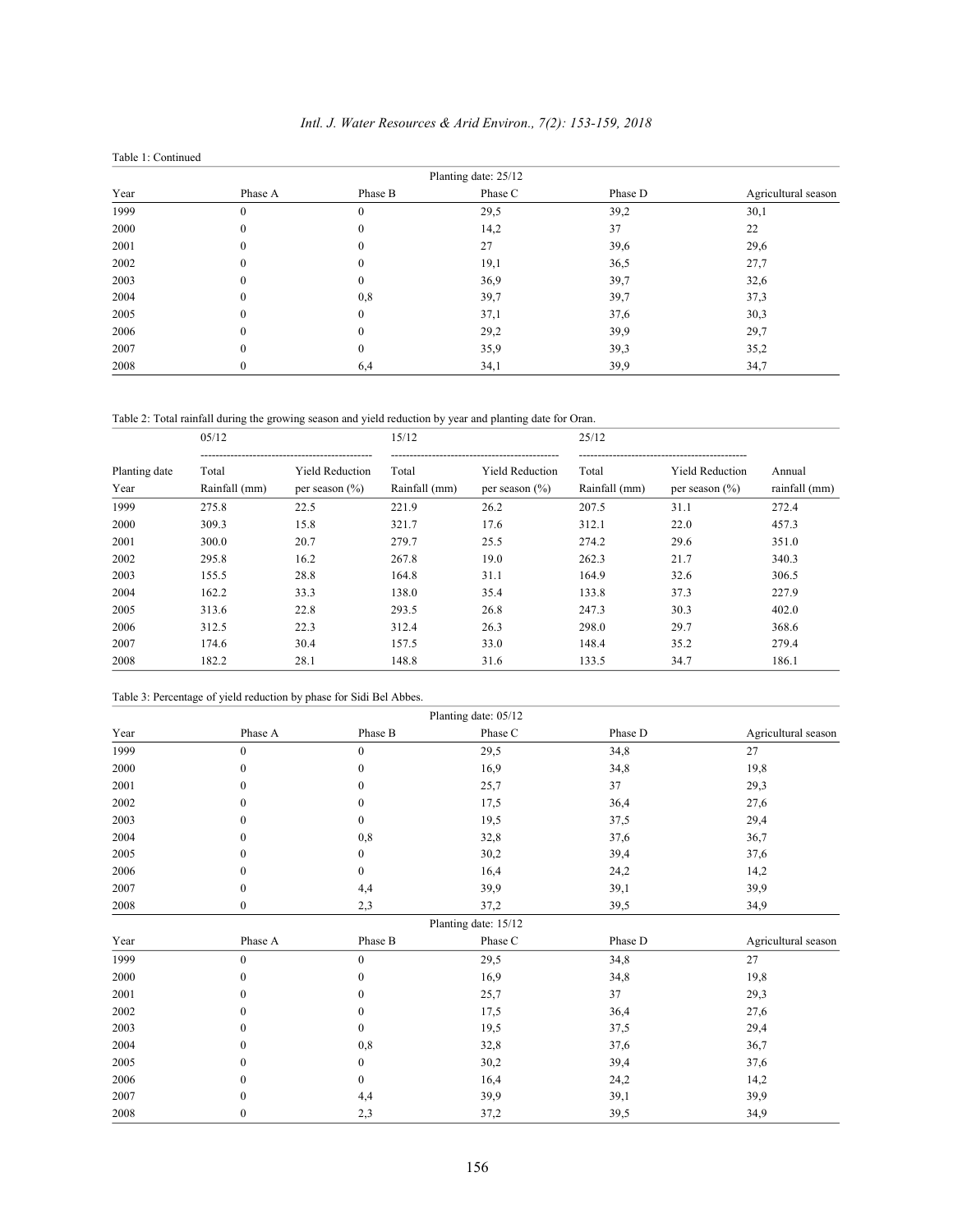Table 1: Continued

| Planting date: 25/12 | | | | | |
|---|---|---|---|---|---|
| Year | Phase A | Phase B | Phase C | Phase D | Agricultural season |
| 1999 | 0 | 0 | 29,5 | 39,2 | 30,1 |
| 2000 | 0 | 0 | 14,2 | 37 | 22 |
| 2001 | 0 | 0 | 27 | 39,6 | 29,6 |
| 2002 | 0 | 0 | 19,1 | 36,5 | 27,7 |
| 2003 | 0 | 0 | 36,9 | 39,7 | 32,6 |
| 2004 | 0 | 0,8 | 39,7 | 39,7 | 37,3 |
| 2005 | 0 | 0 | 37,1 | 37,6 | 30,3 |
| 2006 | 0 | 0 | 29,2 | 39,9 | 29,7 |
| 2007 | 0 | 0 | 35,9 | 39,3 | 35,2 |
| 2008 | 0 | 6,4 | 34,1 | 39,9 | 34,7 |

Table 2: Total rainfall during the growing season and yield reduction by year and planting date for Oran.

| Planting date | 05/12 | | 15/12 | | 25/12 | | |
|---|---|---|---|---|---|---|---|
| Year | Total Rainfall (mm) | Yield Reduction per season (%) | Total Rainfall (mm) | Yield Reduction per season (%) | Total Rainfall (mm) | Yield Reduction per season (%) | Annual rainfall (mm) |
| 1999 | 275.8 | 22.5 | 221.9 | 26.2 | 207.5 | 31.1 | 272.4 |
| 2000 | 309.3 | 15.8 | 321.7 | 17.6 | 312.1 | 22.0 | 457.3 |
| 2001 | 300.0 | 20.7 | 279.7 | 25.5 | 274.2 | 29.6 | 351.0 |
| 2002 | 295.8 | 16.2 | 267.8 | 19.0 | 262.3 | 21.7 | 340.3 |
| 2003 | 155.5 | 28.8 | 164.8 | 31.1 | 164.9 | 32.6 | 306.5 |
| 2004 | 162.2 | 33.3 | 138.0 | 35.4 | 133.8 | 37.3 | 227.9 |
| 2005 | 313.6 | 22.8 | 293.5 | 26.8 | 247.3 | 30.3 | 402.0 |
| 2006 | 312.5 | 22.3 | 312.4 | 26.3 | 298.0 | 29.7 | 368.6 |
| 2007 | 174.6 | 30.4 | 157.5 | 33.0 | 148.4 | 35.2 | 279.4 |
| 2008 | 182.2 | 28.1 | 148.8 | 31.6 | 133.5 | 34.7 | 186.1 |

Table 3: Percentage of yield reduction by phase for Sidi Bel Abbes.

| Planting date: 05/12 | | | | | |
|---|---|---|---|---|---|
| Year | Phase A | Phase B | Phase C | Phase D | Agricultural season |
| 1999 | 0 | 0 | 29,5 | 34,8 | 27 |
| 2000 | 0 | 0 | 16,9 | 34,8 | 19,8 |
| 2001 | 0 | 0 | 25,7 | 37 | 29,3 |
| 2002 | 0 | 0 | 17,5 | 36,4 | 27,6 |
| 2003 | 0 | 0 | 19,5 | 37,5 | 29,4 |
| 2004 | 0 | 0,8 | 32,8 | 37,6 | 36,7 |
| 2005 | 0 | 0 | 30,2 | 39,4 | 37,6 |
| 2006 | 0 | 0 | 16,4 | 24,2 | 14,2 |
| 2007 | 0 | 4,4 | 39,9 | 39,1 | 39,9 |
| 2008 | 0 | 2,3 | 37,2 | 39,5 | 34,9 |
| **Planting date: 15/12** | | | | | |
| Year | Phase A | Phase B | Phase C | Phase D | Agricultural season |
| 1999 | 0 | 0 | 29,5 | 34,8 | 27 |
| 2000 | 0 | 0 | 16,9 | 34,8 | 19,8 |
| 2001 | 0 | 0 | 25,7 | 37 | 29,3 |
| 2002 | 0 | 0 | 17,5 | 36,4 | 27,6 |
| 2003 | 0 | 0 | 19,5 | 37,5 | 29,4 |
| 2004 | 0 | 0,8 | 32,8 | 37,6 | 36,7 |
| 2005 | 0 | 0 | 30,2 | 39,4 | 37,6 |
| 2006 | 0 | 0 | 16,4 | 24,2 | 14,2 |
| 2007 | 0 | 4,4 | 39,9 | 39,1 | 39,9 |
| 2008 | 0 | 2,3 | 37,2 | 39,5 | 34,9 |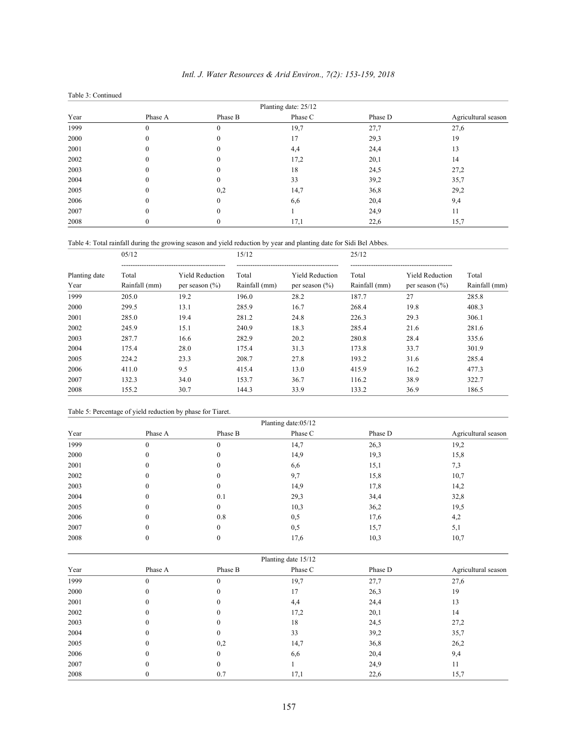Table 3: Continued

| | | | Planting date: 25/12 | | |
|---|---|---|---|---|---|
| Year | Phase A | Phase B | Phase C | Phase D | Agricultural season |
| 1999 | 0 | 0 | 19,7 | 27,7 | 27,6 |
| 2000 | 0 | 0 | 17 | 29,3 | 19 |
| 2001 | 0 | 0 | 4,4 | 24,4 | 13 |
| 2002 | 0 | 0 | 17,2 | 20,1 | 14 |
| 2003 | 0 | 0 | 18 | 24,5 | 27,2 |
| 2004 | 0 | 0 | 33 | 39,2 | 35,7 |
| 2005 | 0 | 0,2 | 14,7 | 36,8 | 29,2 |
| 2006 | 0 | 0 | 6,6 | 20,4 | 9,4 |
| 2007 | 0 | 0 | 1 | 24,9 | 11 |
| 2008 | 0 | 0 | 17,1 | 22,6 | 15,7 |

Table 4: Total rainfall during the growing season and yield reduction by year and planting date for Sidi Bel Abbes.

| | 05/12 | | 15/12 | | 25/12 | | |
|---|---|---|---|---|---|---|---|
| Planting date Year | Total Rainfall (mm) | Yield Reduction per season (%) | Total Rainfall (mm) | Yield Reduction per season (%) | Total Rainfall (mm) | Yield Reduction per season (%) | Total Rainfall (mm) |
| 1999 | 205.0 | 19.2 | 196.0 | 28.2 | 187.7 | 27 | 285.8 |
| 2000 | 299.5 | 13.1 | 285.9 | 16.7 | 268.4 | 19.8 | 408.3 |
| 2001 | 285.0 | 19.4 | 281.2 | 24.8 | 226.3 | 29.3 | 306.1 |
| 2002 | 245.9 | 15.1 | 240.9 | 18.3 | 285.4 | 21.6 | 281.6 |
| 2003 | 287.7 | 16.6 | 282.9 | 20.2 | 280.8 | 28.4 | 335.6 |
| 2004 | 175.4 | 28.0 | 175.4 | 31.3 | 173.8 | 33.7 | 301.9 |
| 2005 | 224.2 | 23.3 | 208.7 | 27.8 | 193.2 | 31.6 | 285.4 |
| 2006 | 411.0 | 9.5 | 415.4 | 13.0 | 415.9 | 16.2 | 477.3 |
| 2007 | 132.3 | 34.0 | 153.7 | 36.7 | 116.2 | 38.9 | 322.7 |
| 2008 | 155.2 | 30.7 | 144.3 | 33.9 | 133.2 | 36.9 | 186.5 |

Table 5: Percentage of yield reduction by phase for Tiaret.

| | | | Planting date:05/12 | | |
|---|---|---|---|---|---|
| Year | Phase A | Phase B | Phase C | Phase D | Agricultural season |
| 1999 | 0 | 0 | 14,7 | 26,3 | 19,2 |
| 2000 | 0 | 0 | 14,9 | 19,3 | 15,8 |
| 2001 | 0 | 0 | 6,6 | 15,1 | 7,3 |
| 2002 | 0 | 0 | 9,7 | 15,8 | 10,7 |
| 2003 | 0 | 0 | 14,9 | 17,8 | 14,2 |
| 2004 | 0 | 0.1 | 29,3 | 34,4 | 32,8 |
| 2005 | 0 | 0 | 10,3 | 36,2 | 19,5 |
| 2006 | 0 | 0.8 | 0,5 | 17,6 | 4,2 |
| 2007 | 0 | 0 | 0,5 | 15,7 | 5,1 |
| 2008 | 0 | 0 | 17,6 | 10,3 | 10,7 |

| | | | Planting date 15/12 | | |
|---|---|---|---|---|---|
| Year | Phase A | Phase B | Phase C | Phase D | Agricultural season |
| 1999 | 0 | 0 | 19,7 | 27,7 | 27,6 |
| 2000 | 0 | 0 | 17 | 26,3 | 19 |
| 2001 | 0 | 0 | 4,4 | 24,4 | 13 |
| 2002 | 0 | 0 | 17,2 | 20,1 | 14 |
| 2003 | 0 | 0 | 18 | 24,5 | 27,2 |
| 2004 | 0 | 0 | 33 | 39,2 | 35,7 |
| 2005 | 0 | 0,2 | 14,7 | 36,8 | 26,2 |
| 2006 | 0 | 0 | 6,6 | 20,4 | 9,4 |
| 2007 | 0 | 0 | 1 | 24,9 | 11 |
| 2008 | 0 | 0.7 | 17,1 | 22,6 | 15,7 |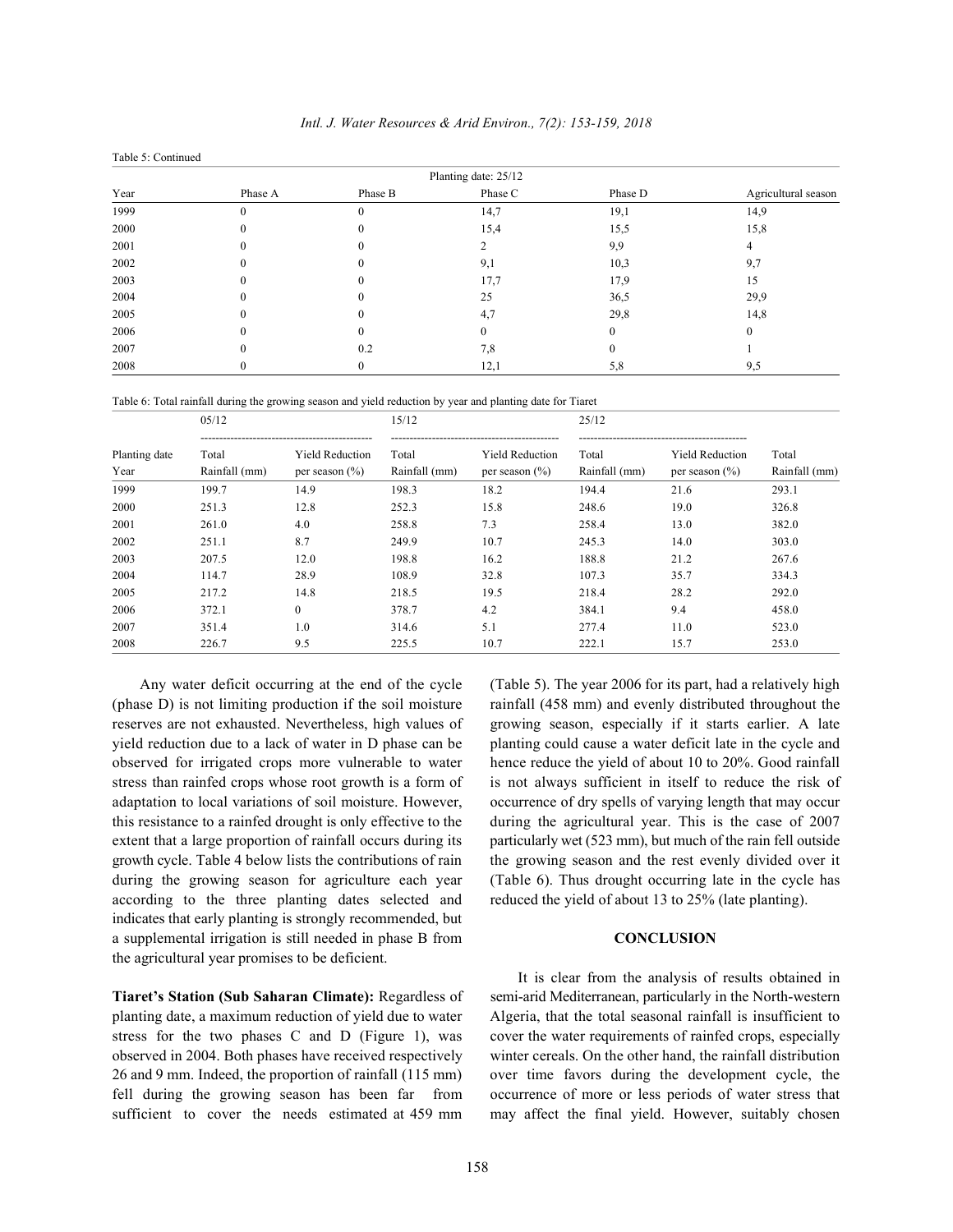Table 5: Continued

| Planting date: 25/12 | | | | | |
|---|---|---|---|---|---|
| Year | Phase A | Phase B | Phase C | Phase D | Agricultural season |
| 1999 | 0 | 0 | 14,7 | 19,1 | 14,9 |
| 2000 | 0 | 0 | 15,4 | 15,5 | 15,8 |
| 2001 | 0 | 0 | 2 | 9,9 | 4 |
| 2002 | 0 | 0 | 9,1 | 10,3 | 9,7 |
| 2003 | 0 | 0 | 17,7 | 17,9 | 15 |
| 2004 | 0 | 0 | 25 | 36,5 | 29,9 |
| 2005 | 0 | 0 | 4,7 | 29,8 | 14,8 |
| 2006 | 0 | 0 | 0 | 0 | 0 |
| 2007 | 0 | 0.2 | 7,8 | 0 | 1 |
| 2008 | 0 | 0 | 12,1 | 5,8 | 9,5 |

Table 6: Total rainfall during the growing season and yield reduction by year and planting date for Tiaret

| | 05/12 | | 15/12 | | 25/12 | | |
|---|---|---|---|---|---|---|---|
| Planting date Year | Total Rainfall (mm) | Yield Reduction per season (%) | Total Rainfall (mm) | Yield Reduction per season (%) | Total Rainfall (mm) | Yield Reduction per season (%) | Total Rainfall (mm) |
| 1999 | 199.7 | 14.9 | 198.3 | 18.2 | 194.4 | 21.6 | 293.1 |
| 2000 | 251.3 | 12.8 | 252.3 | 15.8 | 248.6 | 19.0 | 326.8 |
| 2001 | 261.0 | 4.0 | 258.8 | 7.3 | 258.4 | 13.0 | 382.0 |
| 2002 | 251.1 | 8.7 | 249.9 | 10.7 | 245.3 | 14.0 | 303.0 |
| 2003 | 207.5 | 12.0 | 198.8 | 16.2 | 188.8 | 21.2 | 267.6 |
| 2004 | 114.7 | 28.9 | 108.9 | 32.8 | 107.3 | 35.7 | 334.3 |
| 2005 | 217.2 | 14.8 | 218.5 | 19.5 | 218.4 | 28.2 | 292.0 |
| 2006 | 372.1 | 0 | 378.7 | 4.2 | 384.1 | 9.4 | 458.0 |
| 2007 | 351.4 | 1.0 | 314.6 | 5.1 | 277.4 | 11.0 | 523.0 |
| 2008 | 226.7 | 9.5 | 225.5 | 10.7 | 222.1 | 15.7 | 253.0 |

Any water deficit occurring at the end of the cycle (phase D) is not limiting production if the soil moisture reserves are not exhausted. Nevertheless, high values of yield reduction due to a lack of water in D phase can be observed for irrigated crops more vulnerable to water stress than rainfed crops whose root growth is a form of adaptation to local variations of soil moisture. However, this resistance to a rainfed drought is only effective to the extent that a large proportion of rainfall occurs during its growth cycle. Table 4 below lists the contributions of rain during the growing season for agriculture each year according to the three planting dates selected and indicates that early planting is strongly recommended, but a supplemental irrigation is still needed in phase B from the agricultural year promises to be deficient.

**Tiaret's Station (Sub Saharan Climate):** Regardless of planting date, a maximum reduction of yield due to water stress for the two phases C and D (Figure 1), was observed in 2004. Both phases have received respectively 26 and 9 mm. Indeed, the proportion of rainfall (115 mm) fell during the growing season has been far from sufficient to cover the needs estimated at 459 mm (Table 5). The year 2006 for its part, had a relatively high rainfall (458 mm) and evenly distributed throughout the growing season, especially if it starts earlier. A late planting could cause a water deficit late in the cycle and hence reduce the yield of about 10 to 20%. Good rainfall is not always sufficient in itself to reduce the risk of occurrence of dry spells of varying length that may occur during the agricultural year. This is the case of 2007 particularly wet (523 mm), but much of the rain fell outside the growing season and the rest evenly divided over it (Table 6). Thus drought occurring late in the cycle has reduced the yield of about 13 to 25% (late planting).

## CONCLUSION

It is clear from the analysis of results obtained in semi-arid Mediterranean, particularly in the North-western Algeria, that the total seasonal rainfall is insufficient to cover the water requirements of rainfed crops, especially winter cereals. On the other hand, the rainfall distribution over time favors during the development cycle, the occurrence of more or less periods of water stress that may affect the final yield. However, suitably chosen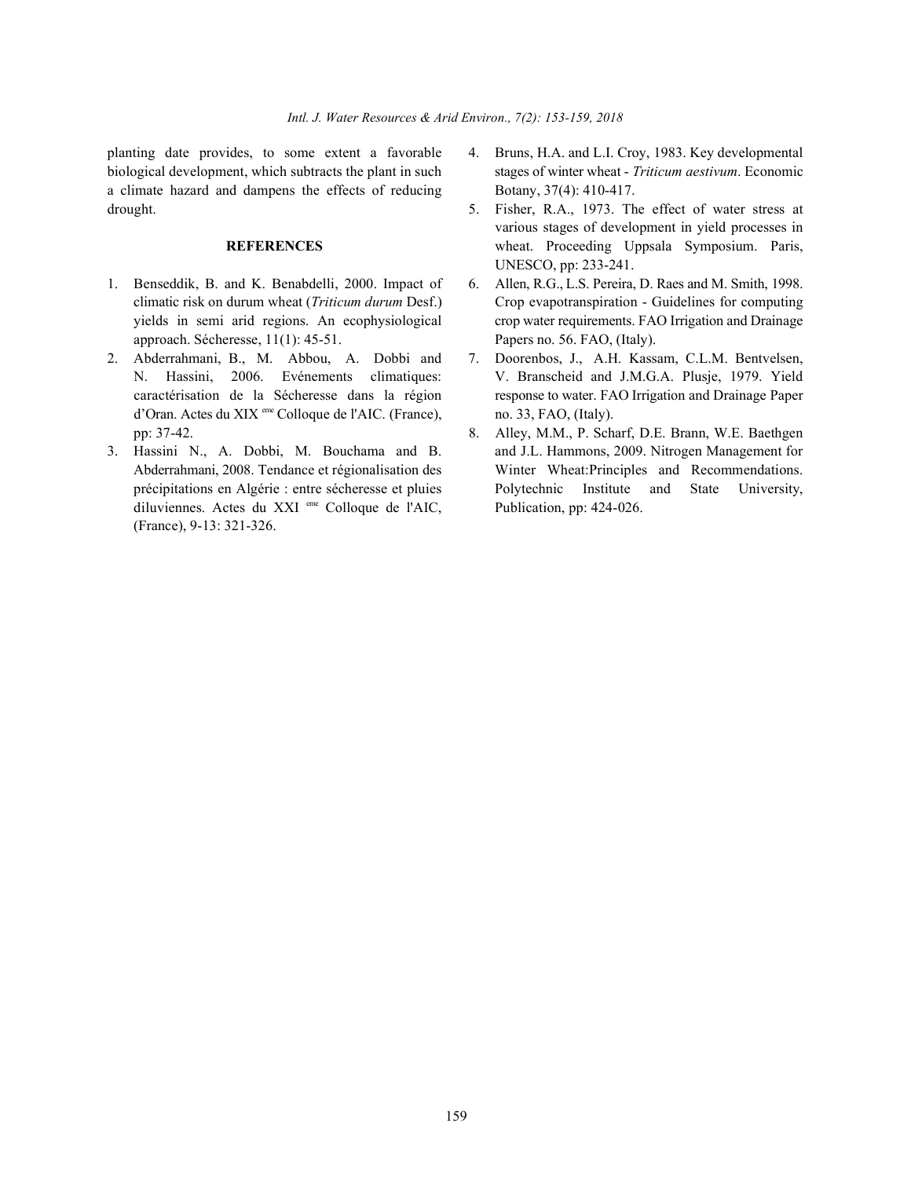planting date provides, to some extent a favorable biological development, which subtracts the plant in such a climate hazard and dampens the effects of reducing drought.

## REFERENCES

1. Benseddik, B. and K. Benabdelli, 2000. Impact of climatic risk on durum wheat (*Triticum durum* Desf.) yields in semi arid regions. An ecophysiological approach. Sécheresse, 11(1): 45-51.
2. Abderrahmani, B., M. Abbou, A. Dobbi and N. Hassini, 2006. Evénements climatiques: caractérisation de la Sécheresse dans la région d'Oran. Actes du XIX eme Colloque de l'AIC. (France), pp: 37-42.
3. Hassini N., A. Dobbi, M. Bouchama and B. Abderrahmani, 2008. Tendance et régionalisation des précipitations en Algérie : entre sécheresse et pluies diluviennes. Actes du XXI eme Colloque de l'AIC, (France), 9-13: 321-326.
4. Bruns, H.A. and L.I. Croy, 1983. Key developmental stages of winter wheat - *Triticum aestivum*. Economic Botany, 37(4): 410-417.
5. Fisher, R.A., 1973. The effect of water stress at various stages of development in yield processes in wheat. Proceeding Uppsala Symposium. Paris, UNESCO, pp: 233-241.
6. Allen, R.G., L.S. Pereira, D. Raes and M. Smith, 1998. Crop evapotranspiration - Guidelines for computing crop water requirements. FAO Irrigation and Drainage Papers no. 56. FAO, (Italy).
7. Doorenbos, J., A.H. Kassam, C.L.M. Bentvelsen, V. Branscheid and J.M.G.A. Plusje, 1979. Yield response to water. FAO Irrigation and Drainage Paper no. 33, FAO, (Italy).
8. Alley, M.M., P. Scharf, D.E. Brann, W.E. Baethgen and J.L. Hammons, 2009. Nitrogen Management for Winter Wheat:Principles and Recommendations. Polytechnic Institute and State University, Publication, pp: 424-026.